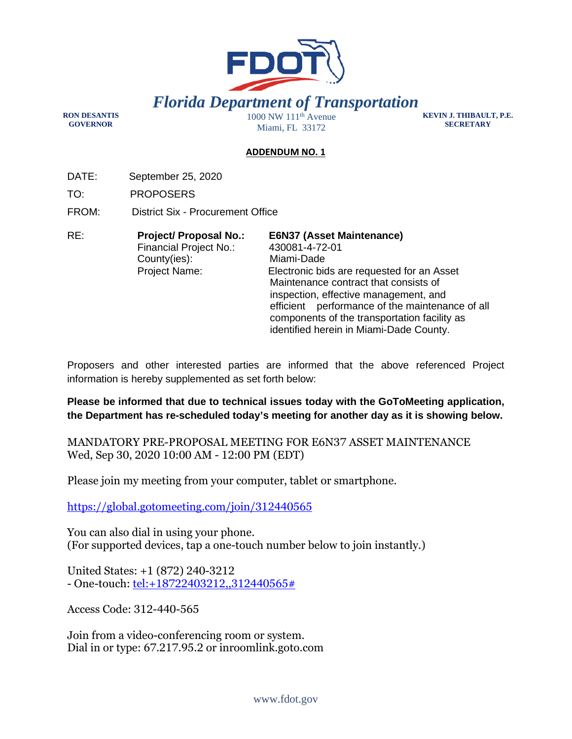# Florida Department of Transportation

**RON DESANTIS**
**GOVERNOR**

1000 NW 111th Avenue
Miami, FL 33172

**KEVIN J. THIBAULT, P.E.**
**SECRETARY**

## ADDENDUM NO. 1

DATE: September 25, 2020

TO: PROPOSERS

FROM: District Six - Procurement Office

RE:

| | |
|---|---|
| **Project/ Proposal No.:** | **E6N37 (Asset Maintenance)** |
| Financial Project No.: | 430081-4-72-01 |
| County(ies): | Miami-Dade |
| Project Name: | Electronic bids are requested for an Asset Maintenance contract that consists of inspection, effective management, and efficient performance of the maintenance of all components of the transportation facility as identified herein in Miami-Dade County. |

Proposers and other interested parties are informed that the above referenced Project information is hereby supplemented as set forth below:

**Please be informed that due to technical issues today with the GoToMeeting application, the Department has re-scheduled today's meeting for another day as it is showing below.**

MANDATORY PRE-PROPOSAL MEETING FOR E6N37 ASSET MAINTENANCE
Wed, Sep 30, 2020 10:00 AM - 12:00 PM (EDT)

Please join my meeting from your computer, tablet or smartphone.

https://global.gotomeeting.com/join/312440565

You can also dial in using your phone.
(For supported devices, tap a one-touch number below to join instantly.)

United States: +1 (872) 240-3212
- One-touch: tel:+18722403212,,312440565#

Access Code: 312-440-565

Join from a video-conferencing room or system.
Dial in or type: 67.217.95.2 or inroomlink.goto.com

www.fdot.gov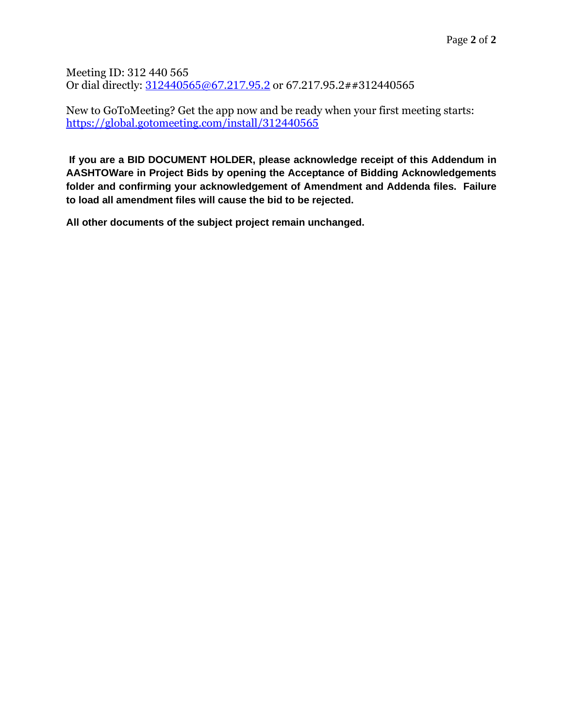Meeting ID: 312 440 565
Or dial directly: 312440565@67.217.95.2 or 67.217.95.2##312440565

New to GoToMeeting? Get the app now and be ready when your first meeting starts:
https://global.gotomeeting.com/install/312440565

**If you are a BID DOCUMENT HOLDER, please acknowledge receipt of this Addendum in AASHTOWare in Project Bids by opening the Acceptance of Bidding Acknowledgements folder and confirming your acknowledgement of Amendment and Addenda files. Failure to load all amendment files will cause the bid to be rejected.**

**All other documents of the subject project remain unchanged.**